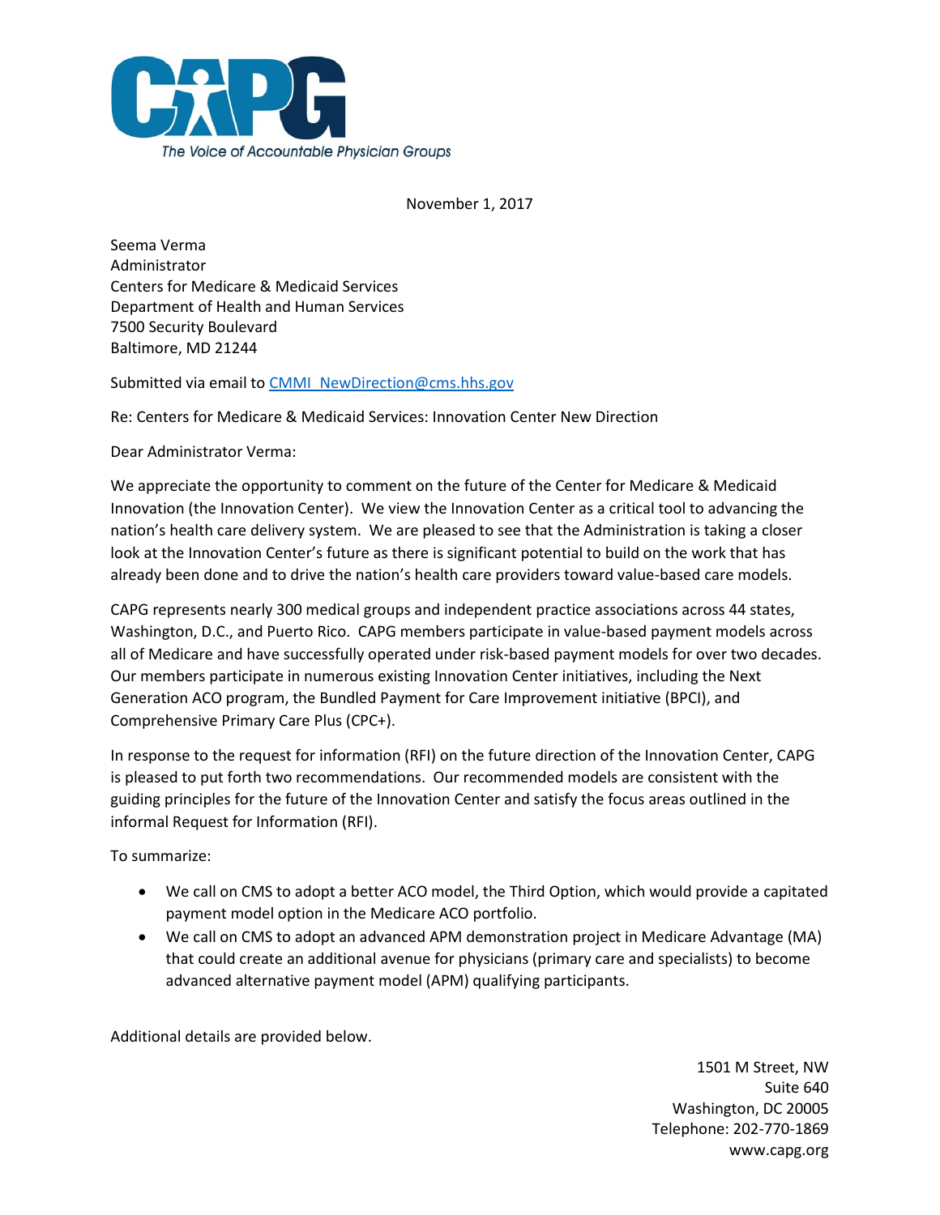CAPG

*The Voice of Accountable Physician Groups*

November 1, 2017

Seema Verma
Administrator
Centers for Medicare & Medicaid Services
Department of Health and Human Services
7500 Security Boulevard
Baltimore, MD 21244

Submitted via email to CMMI_NewDirection@cms.hhs.gov

Re: Centers for Medicare & Medicaid Services: Innovation Center New Direction

Dear Administrator Verma:

We appreciate the opportunity to comment on the future of the Center for Medicare & Medicaid Innovation (the Innovation Center). We view the Innovation Center as a critical tool to advancing the nation's health care delivery system. We are pleased to see that the Administration is taking a closer look at the Innovation Center's future as there is significant potential to build on the work that has already been done and to drive the nation's health care providers toward value-based care models.

CAPG represents nearly 300 medical groups and independent practice associations across 44 states, Washington, D.C., and Puerto Rico. CAPG members participate in value-based payment models across all of Medicare and have successfully operated under risk-based payment models for over two decades. Our members participate in numerous existing Innovation Center initiatives, including the Next Generation ACO program, the Bundled Payment for Care Improvement initiative (BPCI), and Comprehensive Primary Care Plus (CPC+).

In response to the request for information (RFI) on the future direction of the Innovation Center, CAPG is pleased to put forth two recommendations. Our recommended models are consistent with the guiding principles for the future of the Innovation Center and satisfy the focus areas outlined in the informal Request for Information (RFI).

To summarize:

- We call on CMS to adopt a better ACO model, the Third Option, which would provide a capitated payment model option in the Medicare ACO portfolio.
- We call on CMS to adopt an advanced APM demonstration project in Medicare Advantage (MA) that could create an additional avenue for physicians (primary care and specialists) to become advanced alternative payment model (APM) qualifying participants.

Additional details are provided below.

1501 M Street, NW
Suite 640
Washington, DC 20005
Telephone: 202-770-1869
www.capg.org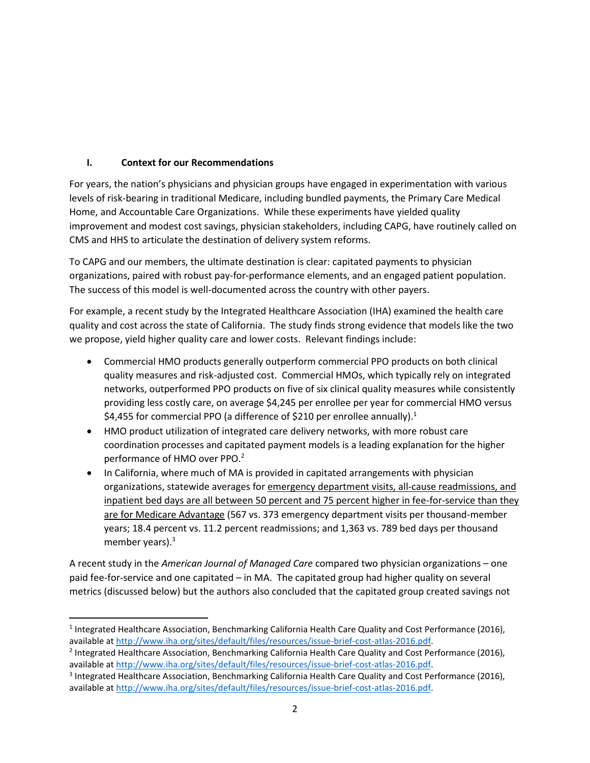## I. Context for our Recommendations

For years, the nation's physicians and physician groups have engaged in experimentation with various levels of risk-bearing in traditional Medicare, including bundled payments, the Primary Care Medical Home, and Accountable Care Organizations. While these experiments have yielded quality improvement and modest cost savings, physician stakeholders, including CAPG, have routinely called on CMS and HHS to articulate the destination of delivery system reforms.

To CAPG and our members, the ultimate destination is clear: capitated payments to physician organizations, paired with robust pay-for-performance elements, and an engaged patient population. The success of this model is well-documented across the country with other payers.

For example, a recent study by the Integrated Healthcare Association (IHA) examined the health care quality and cost across the state of California. The study finds strong evidence that models like the two we propose, yield higher quality care and lower costs. Relevant findings include:

- Commercial HMO products generally outperform commercial PPO products on both clinical quality measures and risk-adjusted cost. Commercial HMOs, which typically rely on integrated networks, outperformed PPO products on five of six clinical quality measures while consistently providing less costly care, on average $4,245 per enrollee per year for commercial HMO versus $4,455 for commercial PPO (a difference of $210 per enrollee annually).[1]
- HMO product utilization of integrated care delivery networks, with more robust care coordination processes and capitated payment models is a leading explanation for the higher performance of HMO over PPO.[2]
- In California, where much of MA is provided in capitated arrangements with physician organizations, statewide averages for <u>emergency department visits, all-cause readmissions, and inpatient bed days are all between 50 percent and 75 percent higher in fee-for-service than they are for Medicare Advantage</u> (567 vs. 373 emergency department visits per thousand-member years; 18.4 percent vs. 11.2 percent readmissions; and 1,363 vs. 789 bed days per thousand member years).[3]

A recent study in the *American Journal of Managed Care* compared two physician organizations – one paid fee-for-service and one capitated – in MA. The capitated group had higher quality on several metrics (discussed below) but the authors also concluded that the capitated group created savings not

---

[1] Integrated Healthcare Association, Benchmarking California Health Care Quality and Cost Performance (2016), available at http://www.iha.org/sites/default/files/resources/issue-brief-cost-atlas-2016.pdf.

[2] Integrated Healthcare Association, Benchmarking California Health Care Quality and Cost Performance (2016), available at http://www.iha.org/sites/default/files/resources/issue-brief-cost-atlas-2016.pdf.

[3] Integrated Healthcare Association, Benchmarking California Health Care Quality and Cost Performance (2016), available at http://www.iha.org/sites/default/files/resources/issue-brief-cost-atlas-2016.pdf.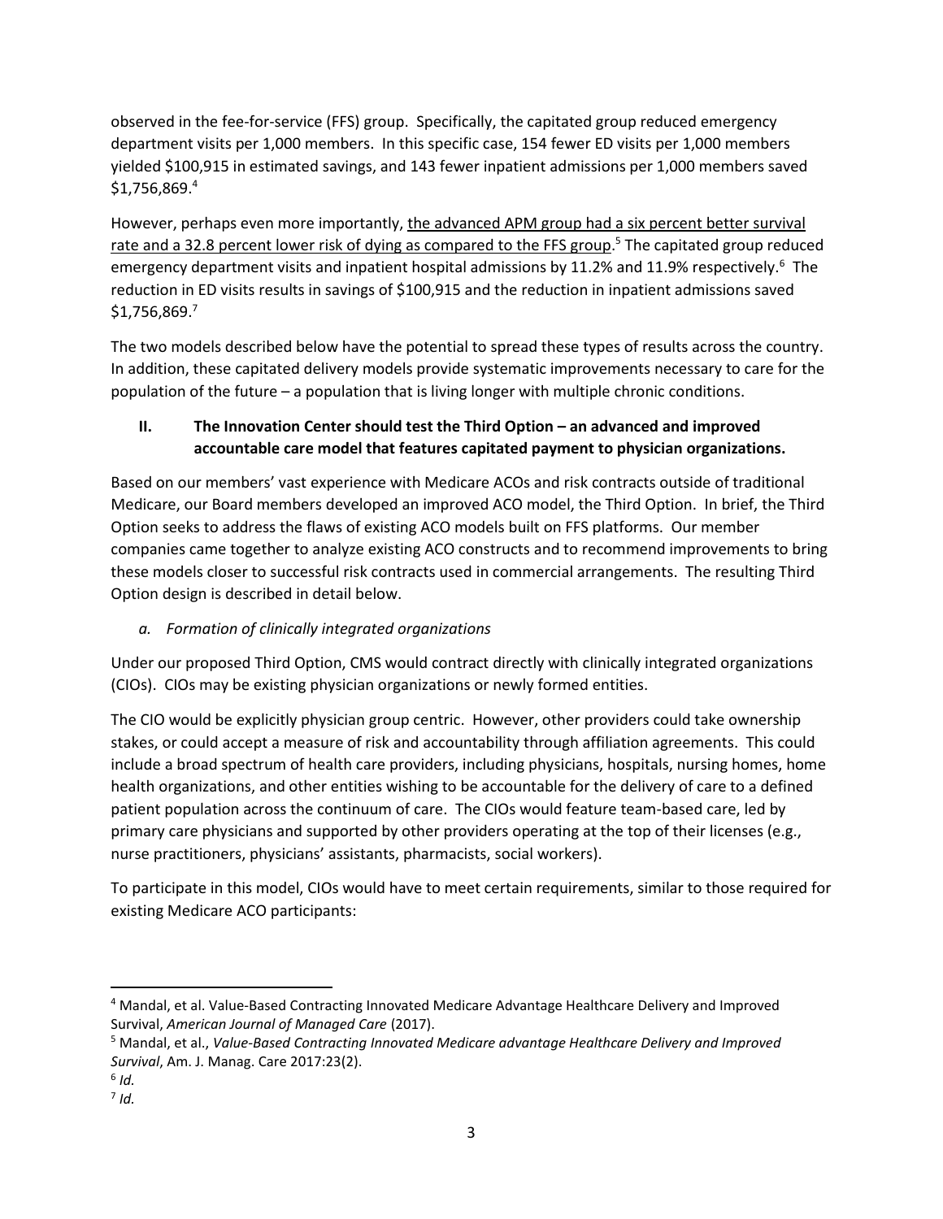observed in the fee-for-service (FFS) group. Specifically, the capitated group reduced emergency department visits per 1,000 members. In this specific case, 154 fewer ED visits per 1,000 members yielded $100,915 in estimated savings, and 143 fewer inpatient admissions per 1,000 members saved $1,756,869.[4]

However, perhaps even more importantly, <u>the advanced APM group had a six percent better survival rate and a 32.8 percent lower risk of dying as compared to the FFS group</u>.[5] The capitated group reduced emergency department visits and inpatient hospital admissions by 11.2% and 11.9% respectively.[6] The reduction in ED visits results in savings of $100,915 and the reduction in inpatient admissions saved $1,756,869.[7]

The two models described below have the potential to spread these types of results across the country. In addition, these capitated delivery models provide systematic improvements necessary to care for the population of the future – a population that is living longer with multiple chronic conditions.

## II. The Innovation Center should test the Third Option – an advanced and improved accountable care model that features capitated payment to physician organizations.

Based on our members' vast experience with Medicare ACOs and risk contracts outside of traditional Medicare, our Board members developed an improved ACO model, the Third Option. In brief, the Third Option seeks to address the flaws of existing ACO models built on FFS platforms. Our member companies came together to analyze existing ACO constructs and to recommend improvements to bring these models closer to successful risk contracts used in commercial arrangements. The resulting Third Option design is described in detail below.

### *a. Formation of clinically integrated organizations*

Under our proposed Third Option, CMS would contract directly with clinically integrated organizations (CIOs). CIOs may be existing physician organizations or newly formed entities.

The CIO would be explicitly physician group centric. However, other providers could take ownership stakes, or could accept a measure of risk and accountability through affiliation agreements. This could include a broad spectrum of health care providers, including physicians, hospitals, nursing homes, home health organizations, and other entities wishing to be accountable for the delivery of care to a defined patient population across the continuum of care. The CIOs would feature team-based care, led by primary care physicians and supported by other providers operating at the top of their licenses (e.g., nurse practitioners, physicians' assistants, pharmacists, social workers).

To participate in this model, CIOs would have to meet certain requirements, similar to those required for existing Medicare ACO participants:

---

[4] Mandal, et al. Value-Based Contracting Innovated Medicare Advantage Healthcare Delivery and Improved Survival, *American Journal of Managed Care* (2017).

[5] Mandal, et al., *Value-Based Contracting Innovated Medicare advantage Healthcare Delivery and Improved Survival*, Am. J. Manag. Care 2017:23(2).

[6] *Id.*

[7] *Id.*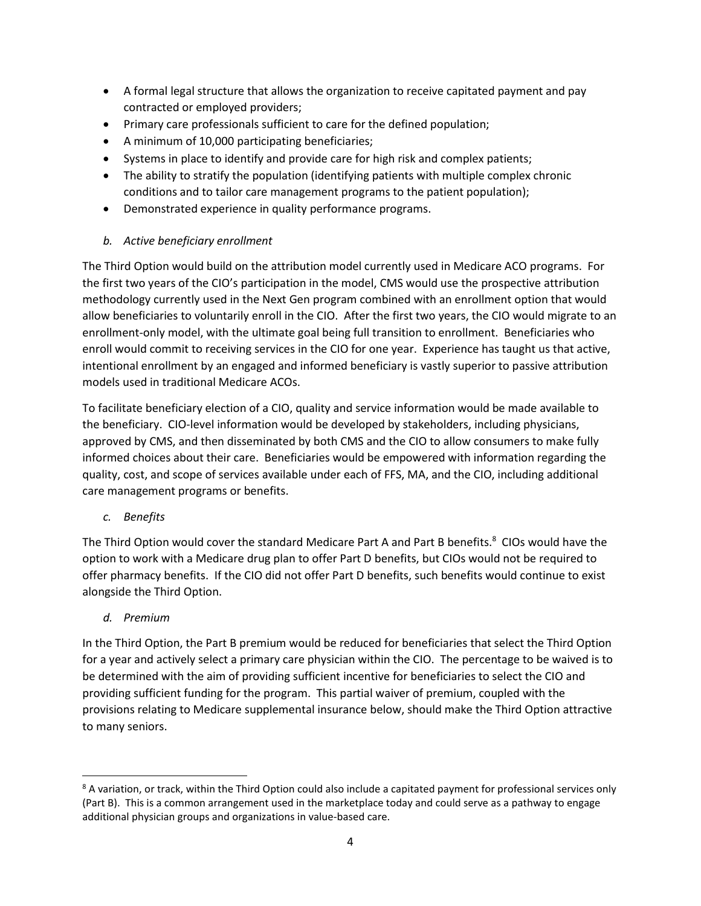- A formal legal structure that allows the organization to receive capitated payment and pay contracted or employed providers;
- Primary care professionals sufficient to care for the defined population;
- A minimum of 10,000 participating beneficiaries;
- Systems in place to identify and provide care for high risk and complex patients;
- The ability to stratify the population (identifying patients with multiple complex chronic conditions and to tailor care management programs to the patient population);
- Demonstrated experience in quality performance programs.

*b. Active beneficiary enrollment*

The Third Option would build on the attribution model currently used in Medicare ACO programs. For the first two years of the CIO's participation in the model, CMS would use the prospective attribution methodology currently used in the Next Gen program combined with an enrollment option that would allow beneficiaries to voluntarily enroll in the CIO. After the first two years, the CIO would migrate to an enrollment-only model, with the ultimate goal being full transition to enrollment. Beneficiaries who enroll would commit to receiving services in the CIO for one year. Experience has taught us that active, intentional enrollment by an engaged and informed beneficiary is vastly superior to passive attribution models used in traditional Medicare ACOs.

To facilitate beneficiary election of a CIO, quality and service information would be made available to the beneficiary. CIO-level information would be developed by stakeholders, including physicians, approved by CMS, and then disseminated by both CMS and the CIO to allow consumers to make fully informed choices about their care. Beneficiaries would be empowered with information regarding the quality, cost, and scope of services available under each of FFS, MA, and the CIO, including additional care management programs or benefits.

*c. Benefits*

The Third Option would cover the standard Medicare Part A and Part B benefits.[8] CIOs would have the option to work with a Medicare drug plan to offer Part D benefits, but CIOs would not be required to offer pharmacy benefits. If the CIO did not offer Part D benefits, such benefits would continue to exist alongside the Third Option.

*d. Premium*

In the Third Option, the Part B premium would be reduced for beneficiaries that select the Third Option for a year and actively select a primary care physician within the CIO. The percentage to be waived is to be determined with the aim of providing sufficient incentive for beneficiaries to select the CIO and providing sufficient funding for the program. This partial waiver of premium, coupled with the provisions relating to Medicare supplemental insurance below, should make the Third Option attractive to many seniors.

---

[8] A variation, or track, within the Third Option could also include a capitated payment for professional services only (Part B). This is a common arrangement used in the marketplace today and could serve as a pathway to engage additional physician groups and organizations in value-based care.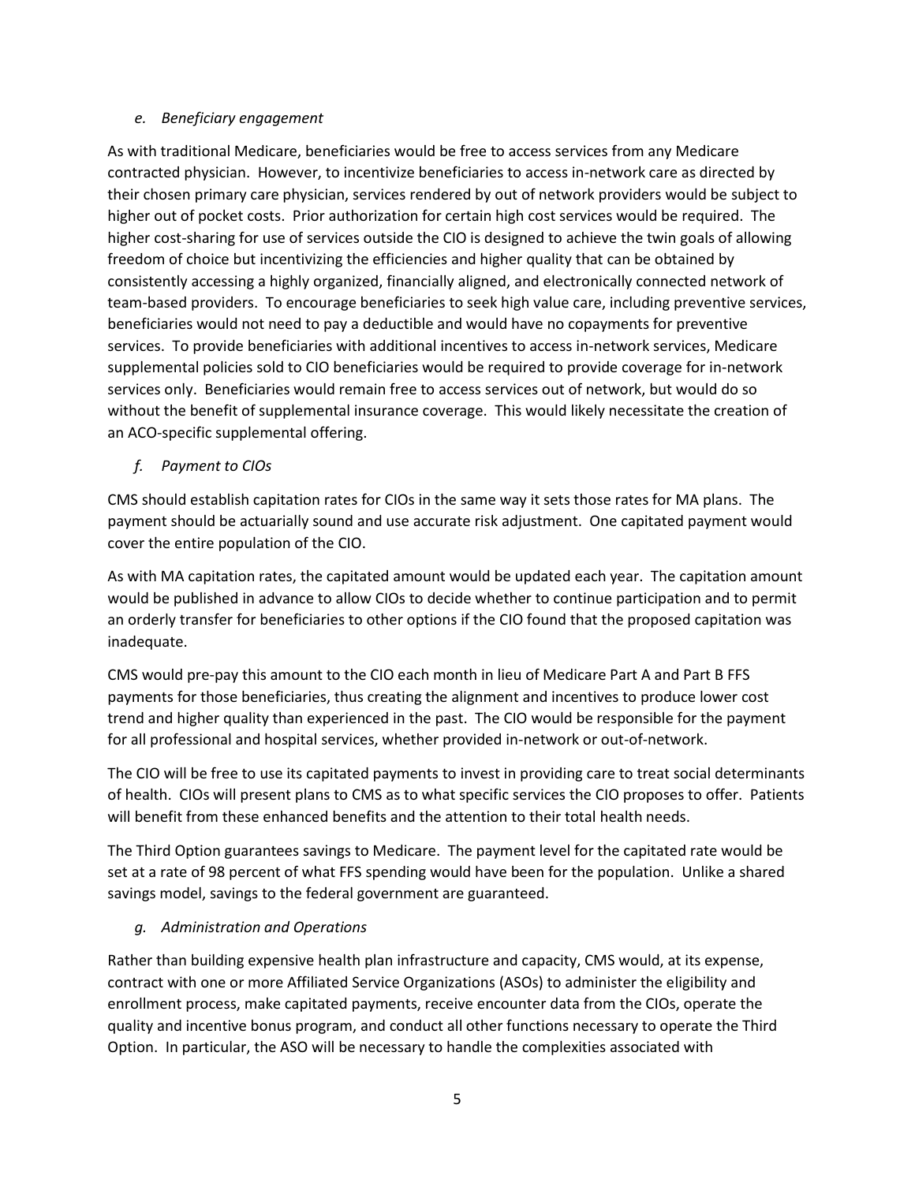### *e. Beneficiary engagement*

As with traditional Medicare, beneficiaries would be free to access services from any Medicare contracted physician. However, to incentivize beneficiaries to access in-network care as directed by their chosen primary care physician, services rendered by out of network providers would be subject to higher out of pocket costs. Prior authorization for certain high cost services would be required. The higher cost-sharing for use of services outside the CIO is designed to achieve the twin goals of allowing freedom of choice but incentivizing the efficiencies and higher quality that can be obtained by consistently accessing a highly organized, financially aligned, and electronically connected network of team-based providers. To encourage beneficiaries to seek high value care, including preventive services, beneficiaries would not need to pay a deductible and would have no copayments for preventive services. To provide beneficiaries with additional incentives to access in-network services, Medicare supplemental policies sold to CIO beneficiaries would be required to provide coverage for in-network services only. Beneficiaries would remain free to access services out of network, but would do so without the benefit of supplemental insurance coverage. This would likely necessitate the creation of an ACO-specific supplemental offering.

### *f. Payment to CIOs*

CMS should establish capitation rates for CIOs in the same way it sets those rates for MA plans. The payment should be actuarially sound and use accurate risk adjustment. One capitated payment would cover the entire population of the CIO.

As with MA capitation rates, the capitated amount would be updated each year. The capitation amount would be published in advance to allow CIOs to decide whether to continue participation and to permit an orderly transfer for beneficiaries to other options if the CIO found that the proposed capitation was inadequate.

CMS would pre-pay this amount to the CIO each month in lieu of Medicare Part A and Part B FFS payments for those beneficiaries, thus creating the alignment and incentives to produce lower cost trend and higher quality than experienced in the past. The CIO would be responsible for the payment for all professional and hospital services, whether provided in-network or out-of-network.

The CIO will be free to use its capitated payments to invest in providing care to treat social determinants of health. CIOs will present plans to CMS as to what specific services the CIO proposes to offer. Patients will benefit from these enhanced benefits and the attention to their total health needs.

The Third Option guarantees savings to Medicare. The payment level for the capitated rate would be set at a rate of 98 percent of what FFS spending would have been for the population. Unlike a shared savings model, savings to the federal government are guaranteed.

### *g. Administration and Operations*

Rather than building expensive health plan infrastructure and capacity, CMS would, at its expense, contract with one or more Affiliated Service Organizations (ASOs) to administer the eligibility and enrollment process, make capitated payments, receive encounter data from the CIOs, operate the quality and incentive bonus program, and conduct all other functions necessary to operate the Third Option. In particular, the ASO will be necessary to handle the complexities associated with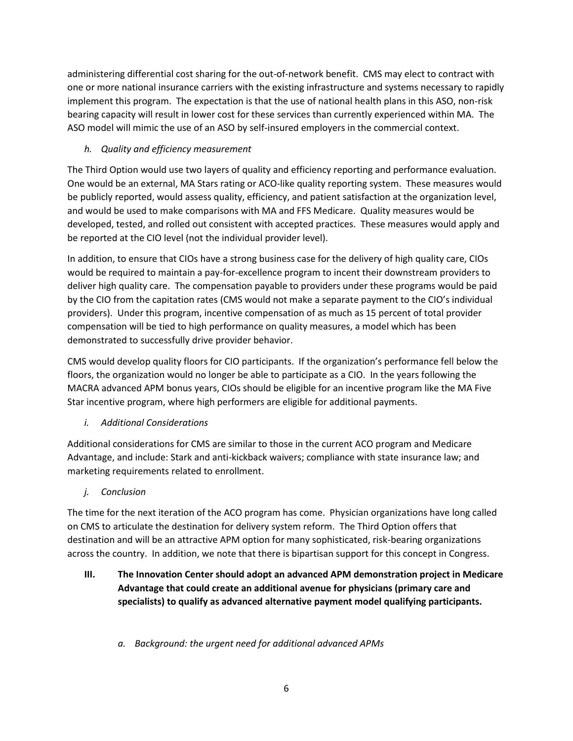administering differential cost sharing for the out-of-network benefit. CMS may elect to contract with one or more national insurance carriers with the existing infrastructure and systems necessary to rapidly implement this program. The expectation is that the use of national health plans in this ASO, non-risk bearing capacity will result in lower cost for these services than currently experienced within MA. The ASO model will mimic the use of an ASO by self-insured employers in the commercial context.

### *h. Quality and efficiency measurement*

The Third Option would use two layers of quality and efficiency reporting and performance evaluation. One would be an external, MA Stars rating or ACO-like quality reporting system. These measures would be publicly reported, would assess quality, efficiency, and patient satisfaction at the organization level, and would be used to make comparisons with MA and FFS Medicare. Quality measures would be developed, tested, and rolled out consistent with accepted practices. These measures would apply and be reported at the CIO level (not the individual provider level).

In addition, to ensure that CIOs have a strong business case for the delivery of high quality care, CIOs would be required to maintain a pay-for-excellence program to incent their downstream providers to deliver high quality care. The compensation payable to providers under these programs would be paid by the CIO from the capitation rates (CMS would not make a separate payment to the CIO's individual providers). Under this program, incentive compensation of as much as 15 percent of total provider compensation will be tied to high performance on quality measures, a model which has been demonstrated to successfully drive provider behavior.

CMS would develop quality floors for CIO participants. If the organization's performance fell below the floors, the organization would no longer be able to participate as a CIO. In the years following the MACRA advanced APM bonus years, CIOs should be eligible for an incentive program like the MA Five Star incentive program, where high performers are eligible for additional payments.

### *i. Additional Considerations*

Additional considerations for CMS are similar to those in the current ACO program and Medicare Advantage, and include: Stark and anti-kickback waivers; compliance with state insurance law; and marketing requirements related to enrollment.

### *j. Conclusion*

The time for the next iteration of the ACO program has come. Physician organizations have long called on CMS to articulate the destination for delivery system reform. The Third Option offers that destination and will be an attractive APM option for many sophisticated, risk-bearing organizations across the country. In addition, we note that there is bipartisan support for this concept in Congress.

## III. The Innovation Center should adopt an advanced APM demonstration project in Medicare Advantage that could create an additional avenue for physicians (primary care and specialists) to qualify as advanced alternative payment model qualifying participants.

### *a. Background: the urgent need for additional advanced APMs*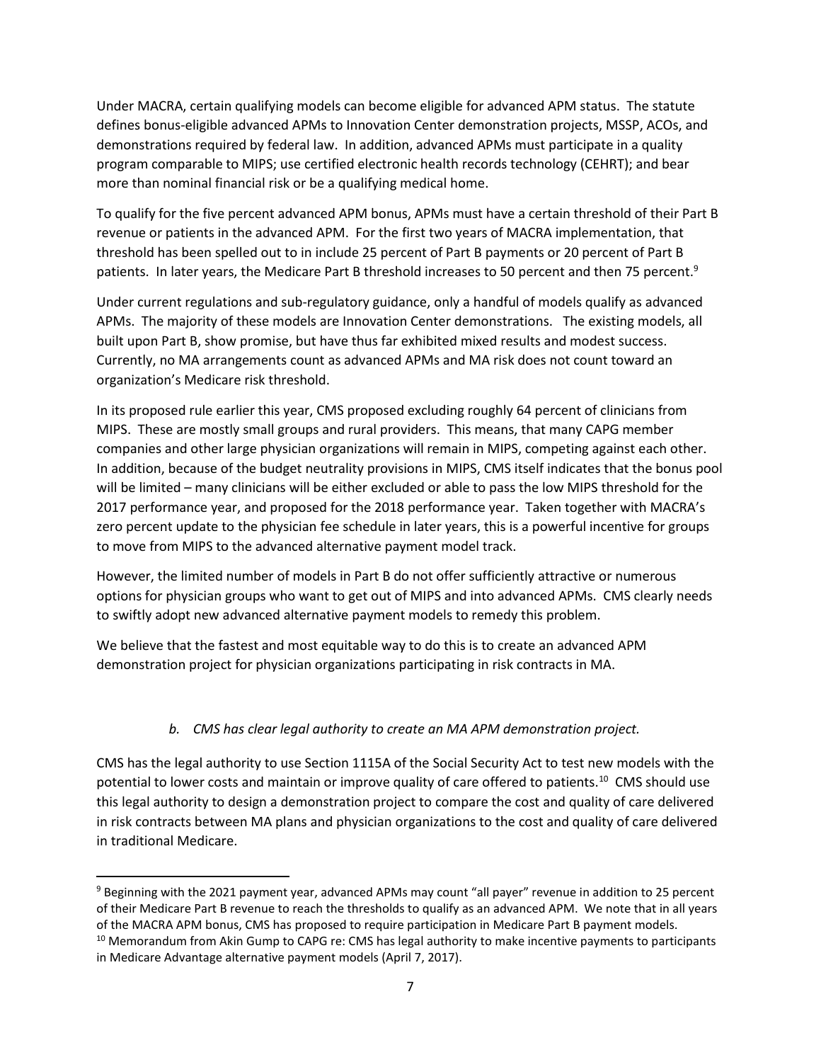Under MACRA, certain qualifying models can become eligible for advanced APM status. The statute defines bonus-eligible advanced APMs to Innovation Center demonstration projects, MSSP, ACOs, and demonstrations required by federal law. In addition, advanced APMs must participate in a quality program comparable to MIPS; use certified electronic health records technology (CEHRT); and bear more than nominal financial risk or be a qualifying medical home.

To qualify for the five percent advanced APM bonus, APMs must have a certain threshold of their Part B revenue or patients in the advanced APM. For the first two years of MACRA implementation, that threshold has been spelled out to in include 25 percent of Part B payments or 20 percent of Part B patients. In later years, the Medicare Part B threshold increases to 50 percent and then 75 percent.[9]

Under current regulations and sub-regulatory guidance, only a handful of models qualify as advanced APMs. The majority of these models are Innovation Center demonstrations. The existing models, all built upon Part B, show promise, but have thus far exhibited mixed results and modest success. Currently, no MA arrangements count as advanced APMs and MA risk does not count toward an organization's Medicare risk threshold.

In its proposed rule earlier this year, CMS proposed excluding roughly 64 percent of clinicians from MIPS. These are mostly small groups and rural providers. This means, that many CAPG member companies and other large physician organizations will remain in MIPS, competing against each other. In addition, because of the budget neutrality provisions in MIPS, CMS itself indicates that the bonus pool will be limited – many clinicians will be either excluded or able to pass the low MIPS threshold for the 2017 performance year, and proposed for the 2018 performance year. Taken together with MACRA's zero percent update to the physician fee schedule in later years, this is a powerful incentive for groups to move from MIPS to the advanced alternative payment model track.

However, the limited number of models in Part B do not offer sufficiently attractive or numerous options for physician groups who want to get out of MIPS and into advanced APMs. CMS clearly needs to swiftly adopt new advanced alternative payment models to remedy this problem.

We believe that the fastest and most equitable way to do this is to create an advanced APM demonstration project for physician organizations participating in risk contracts in MA.

*b. CMS has clear legal authority to create an MA APM demonstration project.*

CMS has the legal authority to use Section 1115A of the Social Security Act to test new models with the potential to lower costs and maintain or improve quality of care offered to patients.[10] CMS should use this legal authority to design a demonstration project to compare the cost and quality of care delivered in risk contracts between MA plans and physician organizations to the cost and quality of care delivered in traditional Medicare.

---

[9] Beginning with the 2021 payment year, advanced APMs may count "all payer" revenue in addition to 25 percent of their Medicare Part B revenue to reach the thresholds to qualify as an advanced APM. We note that in all years of the MACRA APM bonus, CMS has proposed to require participation in Medicare Part B payment models.

[10] Memorandum from Akin Gump to CAPG re: CMS has legal authority to make incentive payments to participants in Medicare Advantage alternative payment models (April 7, 2017).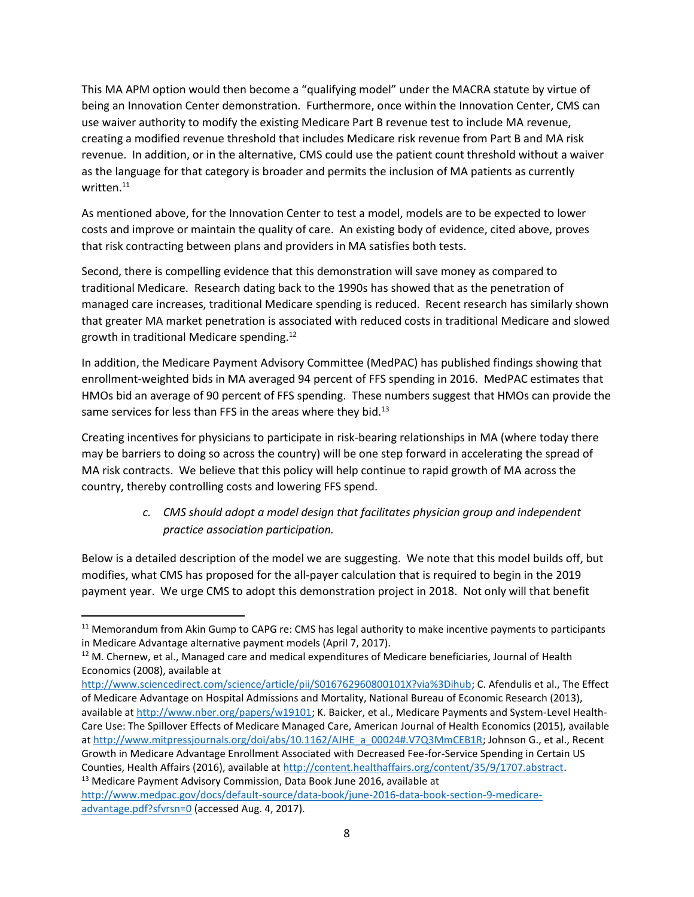This MA APM option would then become a "qualifying model" under the MACRA statute by virtue of being an Innovation Center demonstration. Furthermore, once within the Innovation Center, CMS can use waiver authority to modify the existing Medicare Part B revenue test to include MA revenue, creating a modified revenue threshold that includes Medicare risk revenue from Part B and MA risk revenue. In addition, or in the alternative, CMS could use the patient count threshold without a waiver as the language for that category is broader and permits the inclusion of MA patients as currently written.[11]

As mentioned above, for the Innovation Center to test a model, models are to be expected to lower costs and improve or maintain the quality of care. An existing body of evidence, cited above, proves that risk contracting between plans and providers in MA satisfies both tests.

Second, there is compelling evidence that this demonstration will save money as compared to traditional Medicare. Research dating back to the 1990s has showed that as the penetration of managed care increases, traditional Medicare spending is reduced. Recent research has similarly shown that greater MA market penetration is associated with reduced costs in traditional Medicare and slowed growth in traditional Medicare spending.[12]

In addition, the Medicare Payment Advisory Committee (MedPAC) has published findings showing that enrollment-weighted bids in MA averaged 94 percent of FFS spending in 2016. MedPAC estimates that HMOs bid an average of 90 percent of FFS spending. These numbers suggest that HMOs can provide the same services for less than FFS in the areas where they bid.[13]

Creating incentives for physicians to participate in risk-bearing relationships in MA (where today there may be barriers to doing so across the country) will be one step forward in accelerating the spread of MA risk contracts. We believe that this policy will help continue to rapid growth of MA across the country, thereby controlling costs and lowering FFS spend.

> c. *CMS should adopt a model design that facilitates physician group and independent practice association participation.*

Below is a detailed description of the model we are suggesting. We note that this model builds off, but modifies, what CMS has proposed for the all-payer calculation that is required to begin in the 2019 payment year. We urge CMS to adopt this demonstration project in 2018. Not only will that benefit

---

[11] Memorandum from Akin Gump to CAPG re: CMS has legal authority to make incentive payments to participants in Medicare Advantage alternative payment models (April 7, 2017).

[12] M. Chernew, et al., Managed care and medical expenditures of Medicare beneficiaries, Journal of Health Economics (2008), available at http://www.sciencedirect.com/science/article/pii/S016762960800101X?via%3Dihub; C. Afendulis et al., The Effect of Medicare Advantage on Hospital Admissions and Mortality, National Bureau of Economic Research (2013), available at http://www.nber.org/papers/w19101; K. Baicker, et al., Medicare Payments and System-Level Health-Care Use: The Spillover Effects of Medicare Managed Care, American Journal of Health Economics (2015), available at http://www.mitpressjournals.org/doi/abs/10.1162/AJHE_a_00024#.V7Q3MmCEB1R; Johnson G., et al., Recent Growth in Medicare Advantage Enrollment Associated with Decreased Fee-for-Service Spending in Certain US Counties, Health Affairs (2016), available at http://content.healthaffairs.org/content/35/9/1707.abstract.

[13] Medicare Payment Advisory Commission, Data Book June 2016, available at http://www.medpac.gov/docs/default-source/data-book/june-2016-data-book-section-9-medicare-advantage.pdf?sfvrsn=0 (accessed Aug. 4, 2017).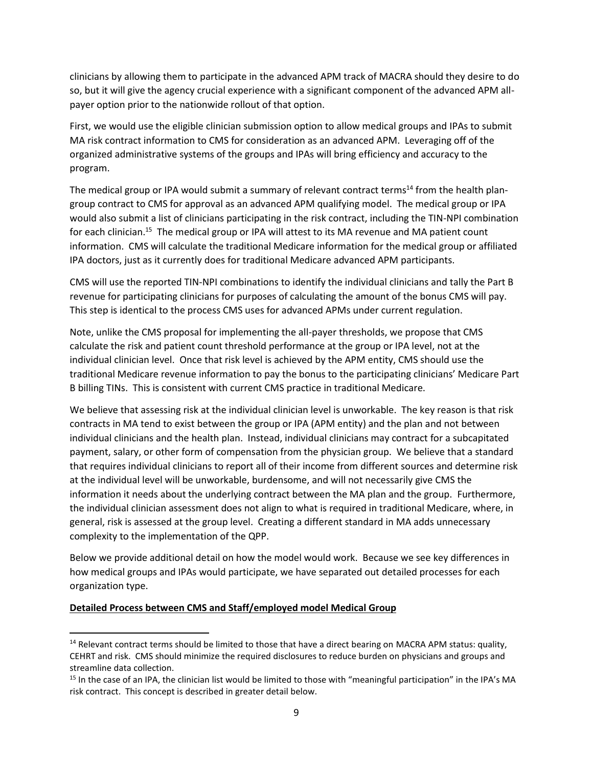clinicians by allowing them to participate in the advanced APM track of MACRA should they desire to do so, but it will give the agency crucial experience with a significant component of the advanced APM all-payer option prior to the nationwide rollout of that option.

First, we would use the eligible clinician submission option to allow medical groups and IPAs to submit MA risk contract information to CMS for consideration as an advanced APM. Leveraging off of the organized administrative systems of the groups and IPAs will bring efficiency and accuracy to the program.

The medical group or IPA would submit a summary of relevant contract terms[14] from the health plan-group contract to CMS for approval as an advanced APM qualifying model. The medical group or IPA would also submit a list of clinicians participating in the risk contract, including the TIN-NPI combination for each clinician.[15] The medical group or IPA will attest to its MA revenue and MA patient count information. CMS will calculate the traditional Medicare information for the medical group or affiliated IPA doctors, just as it currently does for traditional Medicare advanced APM participants.

CMS will use the reported TIN-NPI combinations to identify the individual clinicians and tally the Part B revenue for participating clinicians for purposes of calculating the amount of the bonus CMS will pay. This step is identical to the process CMS uses for advanced APMs under current regulation.

Note, unlike the CMS proposal for implementing the all-payer thresholds, we propose that CMS calculate the risk and patient count threshold performance at the group or IPA level, not at the individual clinician level. Once that risk level is achieved by the APM entity, CMS should use the traditional Medicare revenue information to pay the bonus to the participating clinicians' Medicare Part B billing TINs. This is consistent with current CMS practice in traditional Medicare.

We believe that assessing risk at the individual clinician level is unworkable. The key reason is that risk contracts in MA tend to exist between the group or IPA (APM entity) and the plan and not between individual clinicians and the health plan. Instead, individual clinicians may contract for a subcapitated payment, salary, or other form of compensation from the physician group. We believe that a standard that requires individual clinicians to report all of their income from different sources and determine risk at the individual level will be unworkable, burdensome, and will not necessarily give CMS the information it needs about the underlying contract between the MA plan and the group. Furthermore, the individual clinician assessment does not align to what is required in traditional Medicare, where, in general, risk is assessed at the group level. Creating a different standard in MA adds unnecessary complexity to the implementation of the QPP.

Below we provide additional detail on how the model would work. Because we see key differences in how medical groups and IPAs would participate, we have separated out detailed processes for each organization type.

**<u>Detailed Process between CMS and Staff/employed model Medical Group</u>**

[14] Relevant contract terms should be limited to those that have a direct bearing on MACRA APM status: quality, CEHRT and risk. CMS should minimize the required disclosures to reduce burden on physicians and groups and streamline data collection.

[15] In the case of an IPA, the clinician list would be limited to those with "meaningful participation" in the IPA's MA risk contract. This concept is described in greater detail below.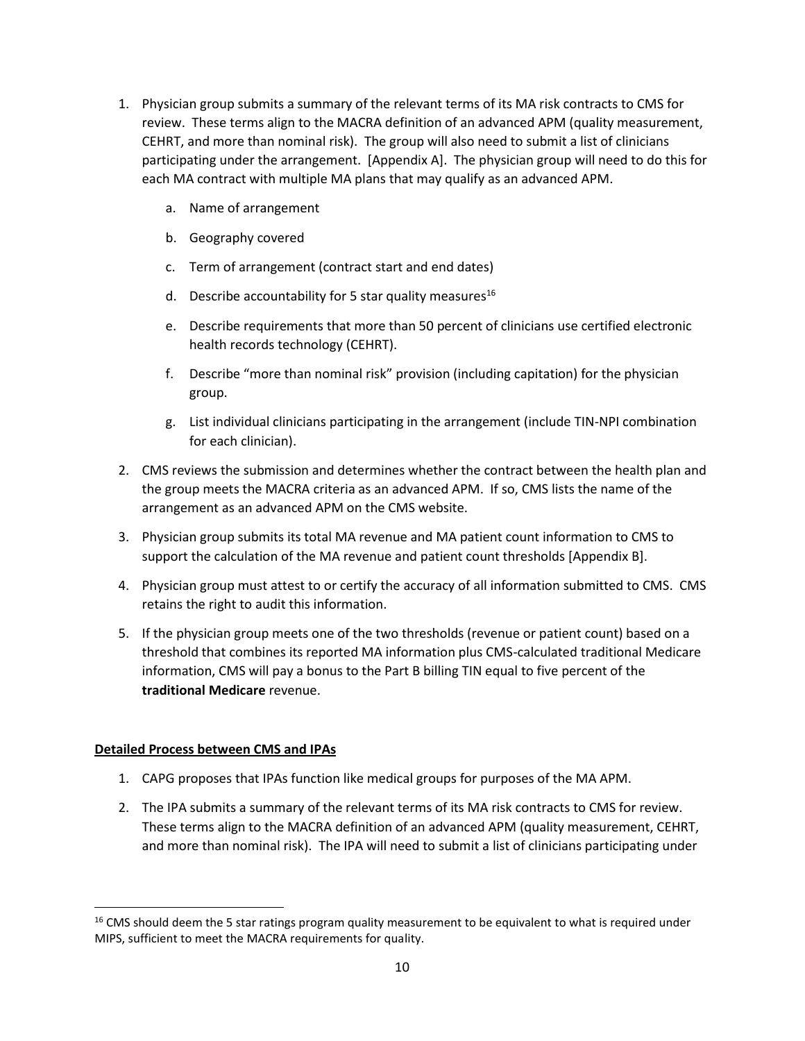1. Physician group submits a summary of the relevant terms of its MA risk contracts to CMS for review. These terms align to the MACRA definition of an advanced APM (quality measurement, CEHRT, and more than nominal risk). The group will also need to submit a list of clinicians participating under the arrangement. [Appendix A]. The physician group will need to do this for each MA contract with multiple MA plans that may qualify as an advanced APM.
   a. Name of arrangement
   b. Geography covered
   c. Term of arrangement (contract start and end dates)
   d. Describe accountability for 5 star quality measures[16]
   e. Describe requirements that more than 50 percent of clinicians use certified electronic health records technology (CEHRT).
   f. Describe "more than nominal risk" provision (including capitation) for the physician group.
   g. List individual clinicians participating in the arrangement (include TIN-NPI combination for each clinician).
2. CMS reviews the submission and determines whether the contract between the health plan and the group meets the MACRA criteria as an advanced APM. If so, CMS lists the name of the arrangement as an advanced APM on the CMS website.
3. Physician group submits its total MA revenue and MA patient count information to CMS to support the calculation of the MA revenue and patient count thresholds [Appendix B].
4. Physician group must attest to or certify the accuracy of all information submitted to CMS. CMS retains the right to audit this information.
5. If the physician group meets one of the two thresholds (revenue or patient count) based on a threshold that combines its reported MA information plus CMS-calculated traditional Medicare information, CMS will pay a bonus to the Part B billing TIN equal to five percent of the **traditional Medicare** revenue.

**Detailed Process between CMS and IPAs**

1. CAPG proposes that IPAs function like medical groups for purposes of the MA APM.
2. The IPA submits a summary of the relevant terms of its MA risk contracts to CMS for review. These terms align to the MACRA definition of an advanced APM (quality measurement, CEHRT, and more than nominal risk). The IPA will need to submit a list of clinicians participating under

[16] CMS should deem the 5 star ratings program quality measurement to be equivalent to what is required under MIPS, sufficient to meet the MACRA requirements for quality.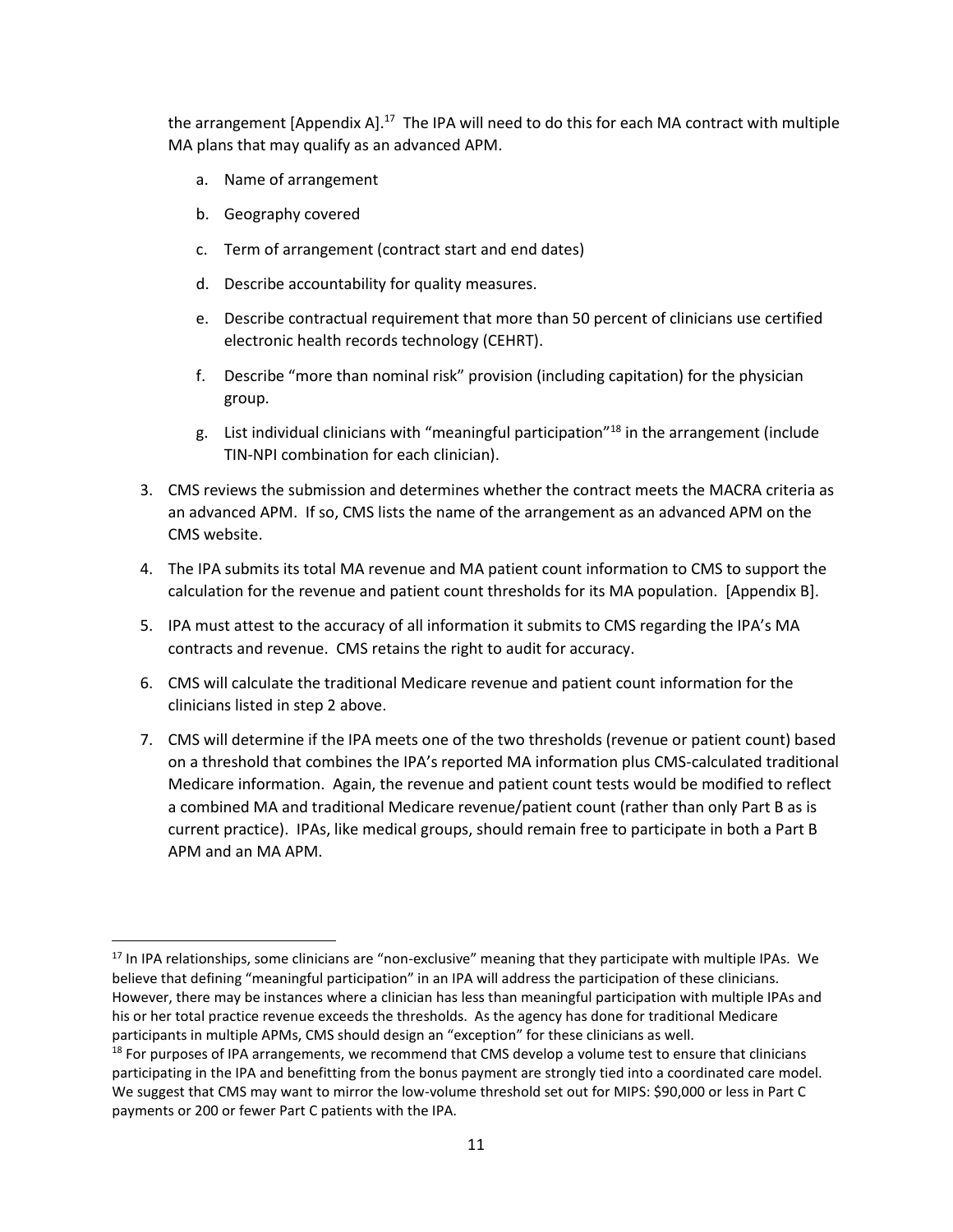the arrangement [Appendix A].[17] The IPA will need to do this for each MA contract with multiple MA plans that may qualify as an advanced APM.

   a. Name of arrangement

   b. Geography covered

   c. Term of arrangement (contract start and end dates)

   d. Describe accountability for quality measures.

   e. Describe contractual requirement that more than 50 percent of clinicians use certified electronic health records technology (CEHRT).

   f. Describe "more than nominal risk" provision (including capitation) for the physician group.

   g. List individual clinicians with "meaningful participation"[18] in the arrangement (include TIN-NPI combination for each clinician).

3. CMS reviews the submission and determines whether the contract meets the MACRA criteria as an advanced APM. If so, CMS lists the name of the arrangement as an advanced APM on the CMS website.

4. The IPA submits its total MA revenue and MA patient count information to CMS to support the calculation for the revenue and patient count thresholds for its MA population. [Appendix B].

5. IPA must attest to the accuracy of all information it submits to CMS regarding the IPA's MA contracts and revenue. CMS retains the right to audit for accuracy.

6. CMS will calculate the traditional Medicare revenue and patient count information for the clinicians listed in step 2 above.

7. CMS will determine if the IPA meets one of the two thresholds (revenue or patient count) based on a threshold that combines the IPA's reported MA information plus CMS-calculated traditional Medicare information. Again, the revenue and patient count tests would be modified to reflect a combined MA and traditional Medicare revenue/patient count (rather than only Part B as is current practice). IPAs, like medical groups, should remain free to participate in both a Part B APM and an MA APM.

---

[17] In IPA relationships, some clinicians are "non-exclusive" meaning that they participate with multiple IPAs. We believe that defining "meaningful participation" in an IPA will address the participation of these clinicians. However, there may be instances where a clinician has less than meaningful participation with multiple IPAs and his or her total practice revenue exceeds the thresholds. As the agency has done for traditional Medicare participants in multiple APMs, CMS should design an "exception" for these clinicians as well.

[18] For purposes of IPA arrangements, we recommend that CMS develop a volume test to ensure that clinicians participating in the IPA and benefitting from the bonus payment are strongly tied into a coordinated care model. We suggest that CMS may want to mirror the low-volume threshold set out for MIPS: $90,000 or less in Part C payments or 200 or fewer Part C patients with the IPA.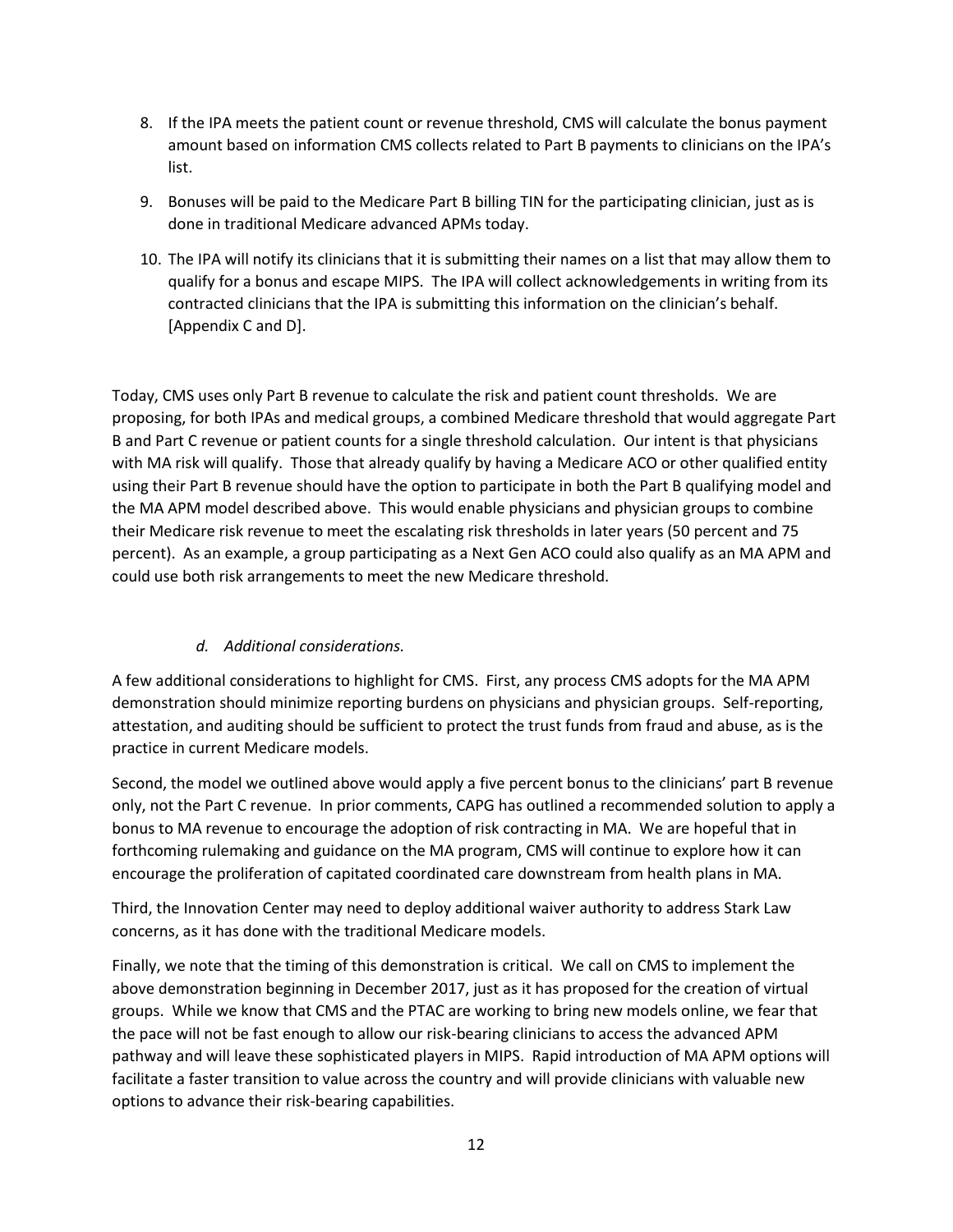8. If the IPA meets the patient count or revenue threshold, CMS will calculate the bonus payment amount based on information CMS collects related to Part B payments to clinicians on the IPA's list.

9. Bonuses will be paid to the Medicare Part B billing TIN for the participating clinician, just as is done in traditional Medicare advanced APMs today.

10. The IPA will notify its clinicians that it is submitting their names on a list that may allow them to qualify for a bonus and escape MIPS. The IPA will collect acknowledgements in writing from its contracted clinicians that the IPA is submitting this information on the clinician's behalf. [Appendix C and D].

Today, CMS uses only Part B revenue to calculate the risk and patient count thresholds. We are proposing, for both IPAs and medical groups, a combined Medicare threshold that would aggregate Part B and Part C revenue or patient counts for a single threshold calculation. Our intent is that physicians with MA risk will qualify. Those that already qualify by having a Medicare ACO or other qualified entity using their Part B revenue should have the option to participate in both the Part B qualifying model and the MA APM model described above. This would enable physicians and physician groups to combine their Medicare risk revenue to meet the escalating risk thresholds in later years (50 percent and 75 percent). As an example, a group participating as a Next Gen ACO could also qualify as an MA APM and could use both risk arrangements to meet the new Medicare threshold.

*d. Additional considerations.*

A few additional considerations to highlight for CMS. First, any process CMS adopts for the MA APM demonstration should minimize reporting burdens on physicians and physician groups. Self-reporting, attestation, and auditing should be sufficient to protect the trust funds from fraud and abuse, as is the practice in current Medicare models.

Second, the model we outlined above would apply a five percent bonus to the clinicians' part B revenue only, not the Part C revenue. In prior comments, CAPG has outlined a recommended solution to apply a bonus to MA revenue to encourage the adoption of risk contracting in MA. We are hopeful that in forthcoming rulemaking and guidance on the MA program, CMS will continue to explore how it can encourage the proliferation of capitated coordinated care downstream from health plans in MA.

Third, the Innovation Center may need to deploy additional waiver authority to address Stark Law concerns, as it has done with the traditional Medicare models.

Finally, we note that the timing of this demonstration is critical. We call on CMS to implement the above demonstration beginning in December 2017, just as it has proposed for the creation of virtual groups. While we know that CMS and the PTAC are working to bring new models online, we fear that the pace will not be fast enough to allow our risk-bearing clinicians to access the advanced APM pathway and will leave these sophisticated players in MIPS. Rapid introduction of MA APM options will facilitate a faster transition to value across the country and will provide clinicians with valuable new options to advance their risk-bearing capabilities.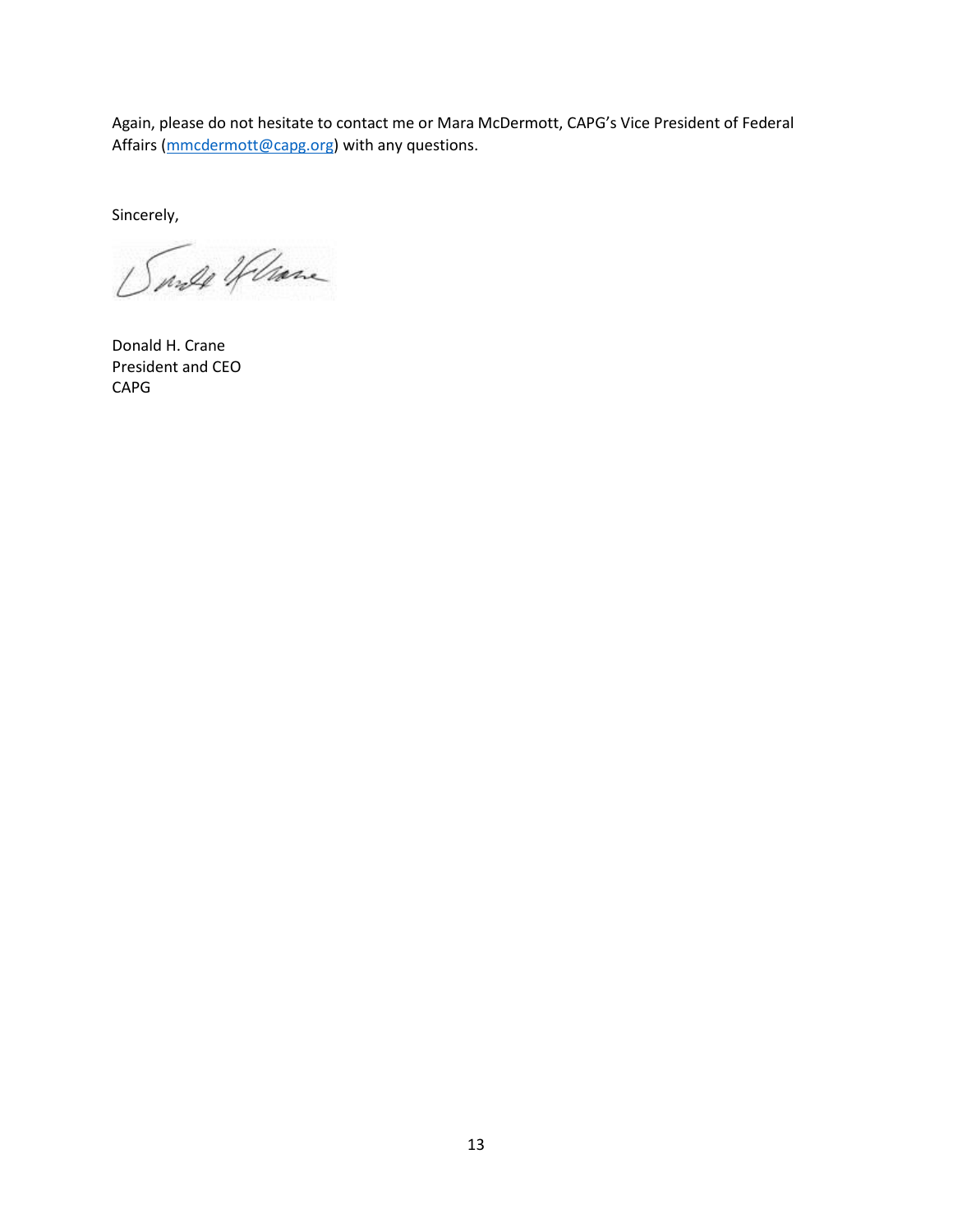Again, please do not hesitate to contact me or Mara McDermott, CAPG's Vice President of Federal Affairs (mmcdermott@capg.org) with any questions.

Sincerely,

Donald H. Crane
President and CEO
CAPG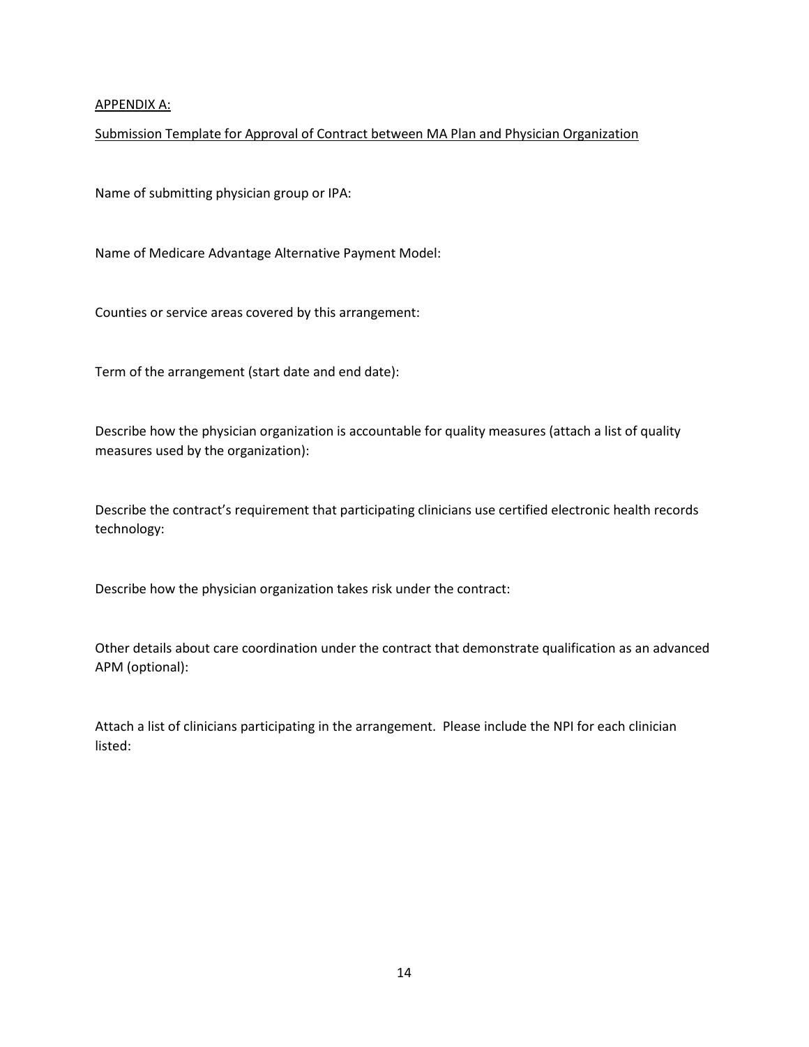APPENDIX A:

Submission Template for Approval of Contract between MA Plan and Physician Organization

Name of submitting physician group or IPA:

Name of Medicare Advantage Alternative Payment Model:

Counties or service areas covered by this arrangement:

Term of the arrangement (start date and end date):

Describe how the physician organization is accountable for quality measures (attach a list of quality measures used by the organization):

Describe the contract's requirement that participating clinicians use certified electronic health records technology:

Describe how the physician organization takes risk under the contract:

Other details about care coordination under the contract that demonstrate qualification as an advanced APM (optional):

Attach a list of clinicians participating in the arrangement. Please include the NPI for each clinician listed: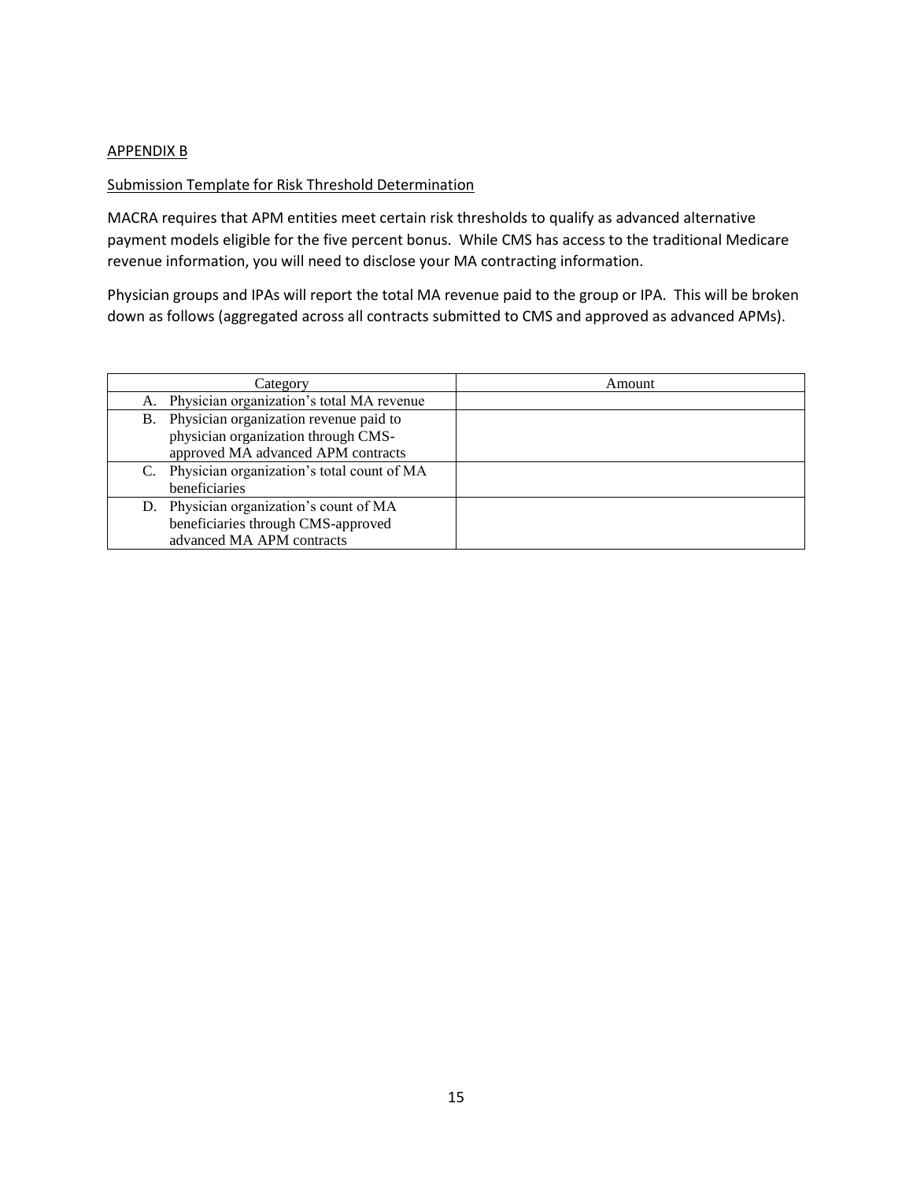## APPENDIX B

### Submission Template for Risk Threshold Determination

MACRA requires that APM entities meet certain risk thresholds to qualify as advanced alternative payment models eligible for the five percent bonus. While CMS has access to the traditional Medicare revenue information, you will need to disclose your MA contracting information.

Physician groups and IPAs will report the total MA revenue paid to the group or IPA. This will be broken down as follows (aggregated across all contracts submitted to CMS and approved as advanced APMs).

| Category | Amount |
| --- | --- |
| A. Physician organization's total MA revenue | |
| B. Physician organization revenue paid to physician organization through CMS-approved MA advanced APM contracts | |
| C. Physician organization's total count of MA beneficiaries | |
| D. Physician organization's count of MA beneficiaries through CMS-approved advanced MA APM contracts | |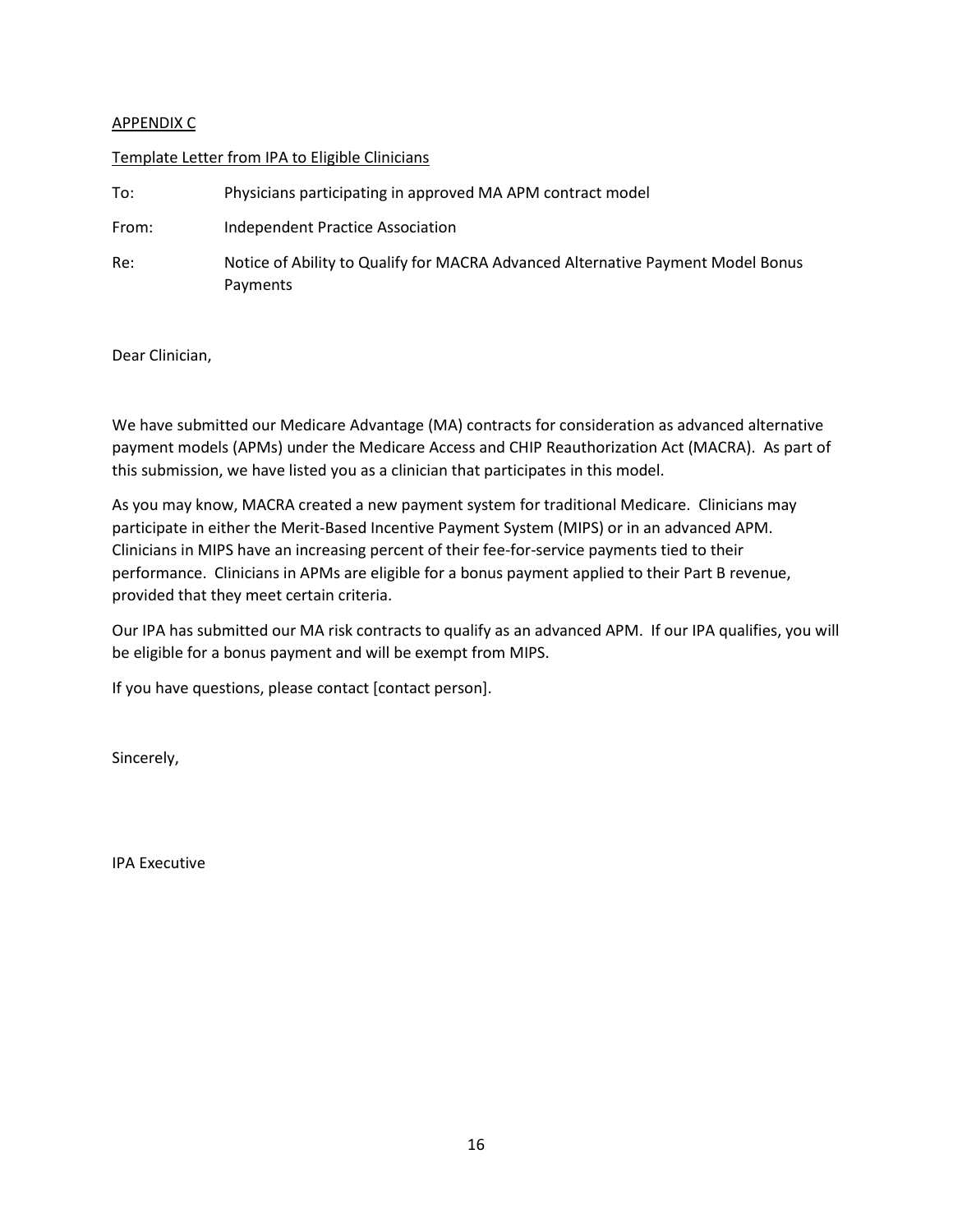APPENDIX C

Template Letter from IPA to Eligible Clinicians

| | |
|---|---|
| To: | Physicians participating in approved MA APM contract model |
| From: | Independent Practice Association |
| Re: | Notice of Ability to Qualify for MACRA Advanced Alternative Payment Model Bonus Payments |

Dear Clinician,

We have submitted our Medicare Advantage (MA) contracts for consideration as advanced alternative payment models (APMs) under the Medicare Access and CHIP Reauthorization Act (MACRA). As part of this submission, we have listed you as a clinician that participates in this model.

As you may know, MACRA created a new payment system for traditional Medicare. Clinicians may participate in either the Merit-Based Incentive Payment System (MIPS) or in an advanced APM. Clinicians in MIPS have an increasing percent of their fee-for-service payments tied to their performance. Clinicians in APMs are eligible for a bonus payment applied to their Part B revenue, provided that they meet certain criteria.

Our IPA has submitted our MA risk contracts to qualify as an advanced APM. If our IPA qualifies, you will be eligible for a bonus payment and will be exempt from MIPS.

If you have questions, please contact [contact person].

Sincerely,

IPA Executive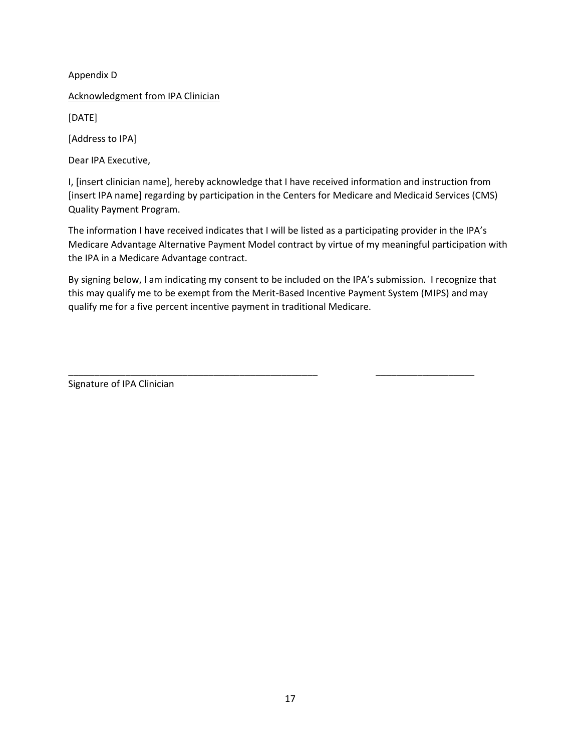Appendix D

<u>Acknowledgment from IPA Clinician</u>

[DATE]

[Address to IPA]

Dear IPA Executive,

I, [insert clinician name], hereby acknowledge that I have received information and instruction from [insert IPA name] regarding by participation in the Centers for Medicare and Medicaid Services (CMS) Quality Payment Program.

The information I have received indicates that I will be listed as a participating provider in the IPA's Medicare Advantage Alternative Payment Model contract by virtue of my meaningful participation with the IPA in a Medicare Advantage contract.

By signing below, I am indicating my consent to be included on the IPA's submission. I recognize that this may qualify me to be exempt from the Merit-Based Incentive Payment System (MIPS) and may qualify me for a five percent incentive payment in traditional Medicare.

__________________________________________________ ___________________

Signature of IPA Clinician